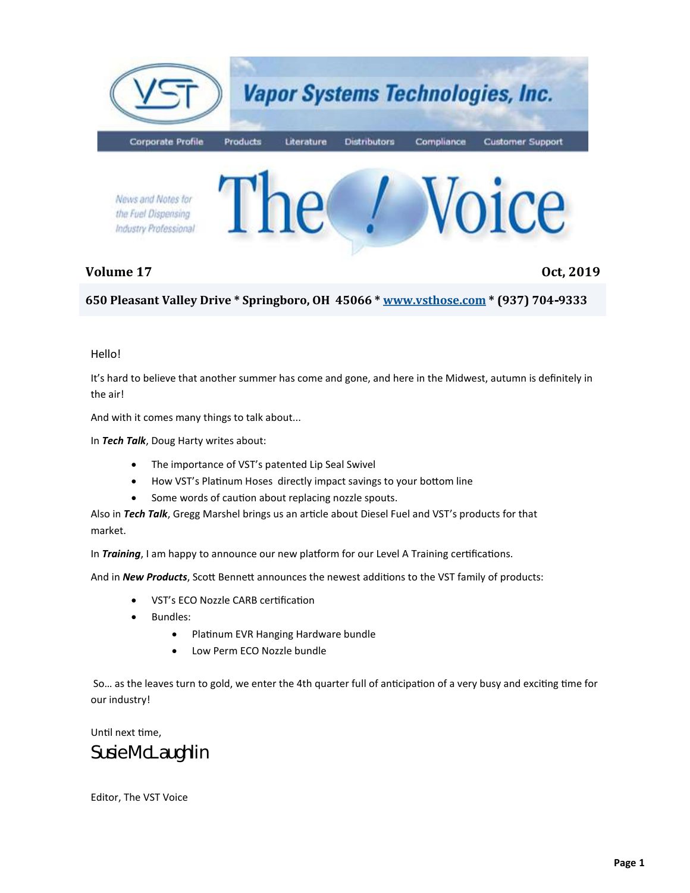# Vapor Systems Technologies, Inc.

Corporate Profile | Products | Literature | Distributors | Compliance | Customer Support

*News and Notes for the Fuel Dispensing Industry Professional*

# The Voice

**Volume 17** **Oct, 2019**

**650 Pleasant Valley Drive * Springboro, OH 45066 * [www.vsthose.com](http://www.vsthose.com) * (937) 704-9333**

Hello!

It's hard to believe that another summer has come and gone, and here in the Midwest, autumn is definitely in the air!

And with it comes many things to talk about...

In ***Tech Talk***, Doug Harty writes about:

- The importance of VST's patented Lip Seal Swivel
- How VST's Platinum Hoses directly impact savings to your bottom line
- Some words of caution about replacing nozzle spouts.

Also in ***Tech Talk***, Gregg Marshel brings us an article about Diesel Fuel and VST's products for that market.

In ***Training***, I am happy to announce our new platform for our Level A Training certifications.

And in ***New Products***, Scott Bennett announces the newest additions to the VST family of products:

- VST's ECO Nozzle CARB certification
- Bundles:
  - Platinum EVR Hanging Hardware bundle
  - Low Perm ECO Nozzle bundle

So… as the leaves turn to gold, we enter the 4th quarter full of anticipation of a very busy and exciting time for our industry!

Until next time,

Susie McLaughlin

Editor, The VST Voice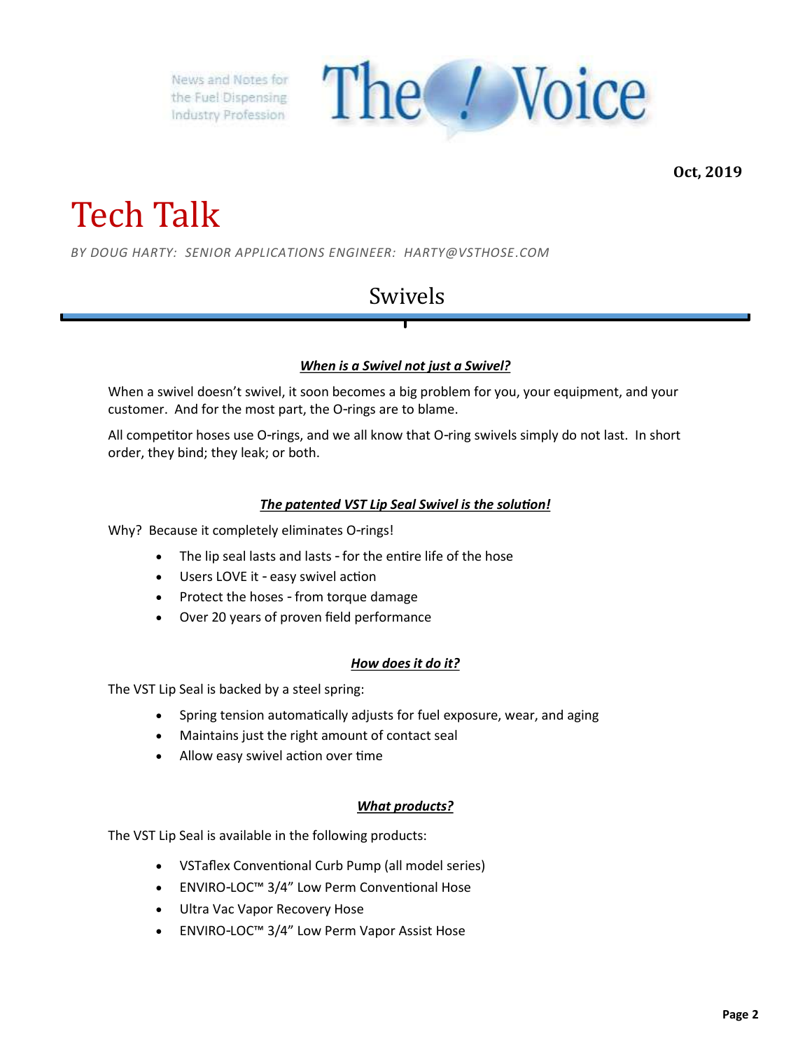News and Notes for the Fuel Dispensing Industry Profession

# The Voice

**Oct, 2019**

# Tech Talk

*BY DOUG HARTY: SENIOR APPLICATIONS ENGINEER: HARTY@VSTHOSE.COM*

## Swivels

### ***When is a Swivel not just a Swivel?***

When a swivel doesn't swivel, it soon becomes a big problem for you, your equipment, and your customer. And for the most part, the O-rings are to blame.

All competitor hoses use O-rings, and we all know that O-ring swivels simply do not last. In short order, they bind; they leak; or both.

### ***The patented VST Lip Seal Swivel is the solution!***

Why? Because it completely eliminates O-rings!

- The lip seal lasts and lasts - for the entire life of the hose
- Users LOVE it - easy swivel action
- Protect the hoses - from torque damage
- Over 20 years of proven field performance

### ***How does it do it?***

The VST Lip Seal is backed by a steel spring:

- Spring tension automatically adjusts for fuel exposure, wear, and aging
- Maintains just the right amount of contact seal
- Allow easy swivel action over time

### ***What products?***

The VST Lip Seal is available in the following products:

- VSTaflex Conventional Curb Pump (all model series)
- ENVIRO-LOC™ 3/4" Low Perm Conventional Hose
- Ultra Vac Vapor Recovery Hose
- ENVIRO-LOC™ 3/4" Low Perm Vapor Assist Hose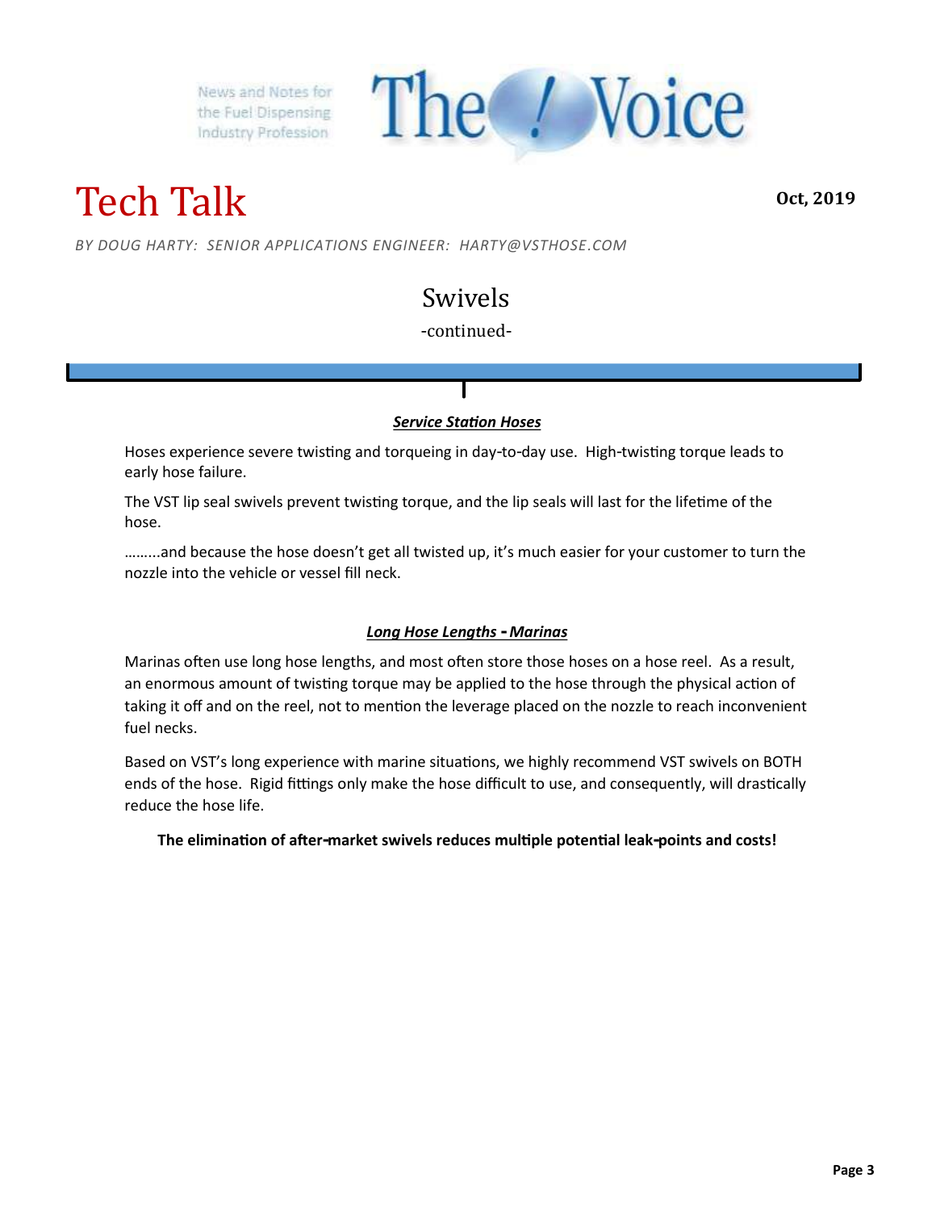News and Notes for the Fuel Dispensing Industry Profession

# The Voice

## Tech Talk

**Oct, 2019**

*BY DOUG HARTY: SENIOR APPLICATIONS ENGINEER: HARTY@VSTHOSE.COM*

## Swivels

-continued-

### ***Service Station Hoses***

Hoses experience severe twisting and torqueing in day-to-day use. High-twisting torque leads to early hose failure.

The VST lip seal swivels prevent twisting torque, and the lip seals will last for the lifetime of the hose.

.........and because the hose doesn't get all twisted up, it's much easier for your customer to turn the nozzle into the vehicle or vessel fill neck.

### ***Long Hose Lengths - Marinas***

Marinas often use long hose lengths, and most often store those hoses on a hose reel. As a result, an enormous amount of twisting torque may be applied to the hose through the physical action of taking it off and on the reel, not to mention the leverage placed on the nozzle to reach inconvenient fuel necks.

Based on VST's long experience with marine situations, we highly recommend VST swivels on BOTH ends of the hose. Rigid fittings only make the hose difficult to use, and consequently, will drastically reduce the hose life.

**The elimination of after-market swivels reduces multiple potential leak-points and costs!**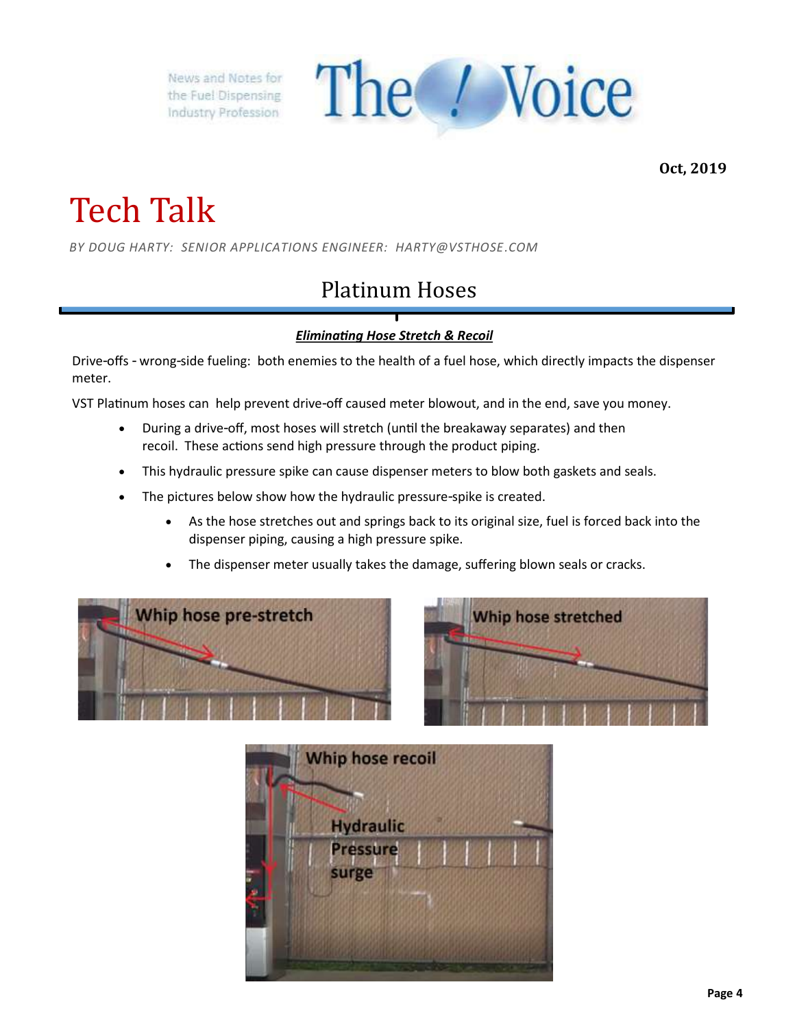News and Notes for the Fuel Dispensing Industry Profession

# The Voice

**Oct, 2019**

# Tech Talk

*BY DOUG HARTY: SENIOR APPLICATIONS ENGINEER: HARTY@VSTHOSE.COM*

## Platinum Hoses

***Eliminating Hose Stretch & Recoil***

Drive-offs - wrong-side fueling: both enemies to the health of a fuel hose, which directly impacts the dispenser meter.

VST Platinum hoses can help prevent drive-off caused meter blowout, and in the end, save you money.

- During a drive-off, most hoses will stretch (until the breakaway separates) and then recoil. These actions send high pressure through the product piping.
- This hydraulic pressure spike can cause dispenser meters to blow both gaskets and seals.
- The pictures below show how the hydraulic pressure-spike is created.
    - As the hose stretches out and springs back to its original size, fuel is forced back into the dispenser piping, causing a high pressure spike.
    - The dispenser meter usually takes the damage, suffering blown seals or cracks.

Whip hose pre-stretch

Whip hose stretched

Whip hose recoil

Hydraulic Pressure surge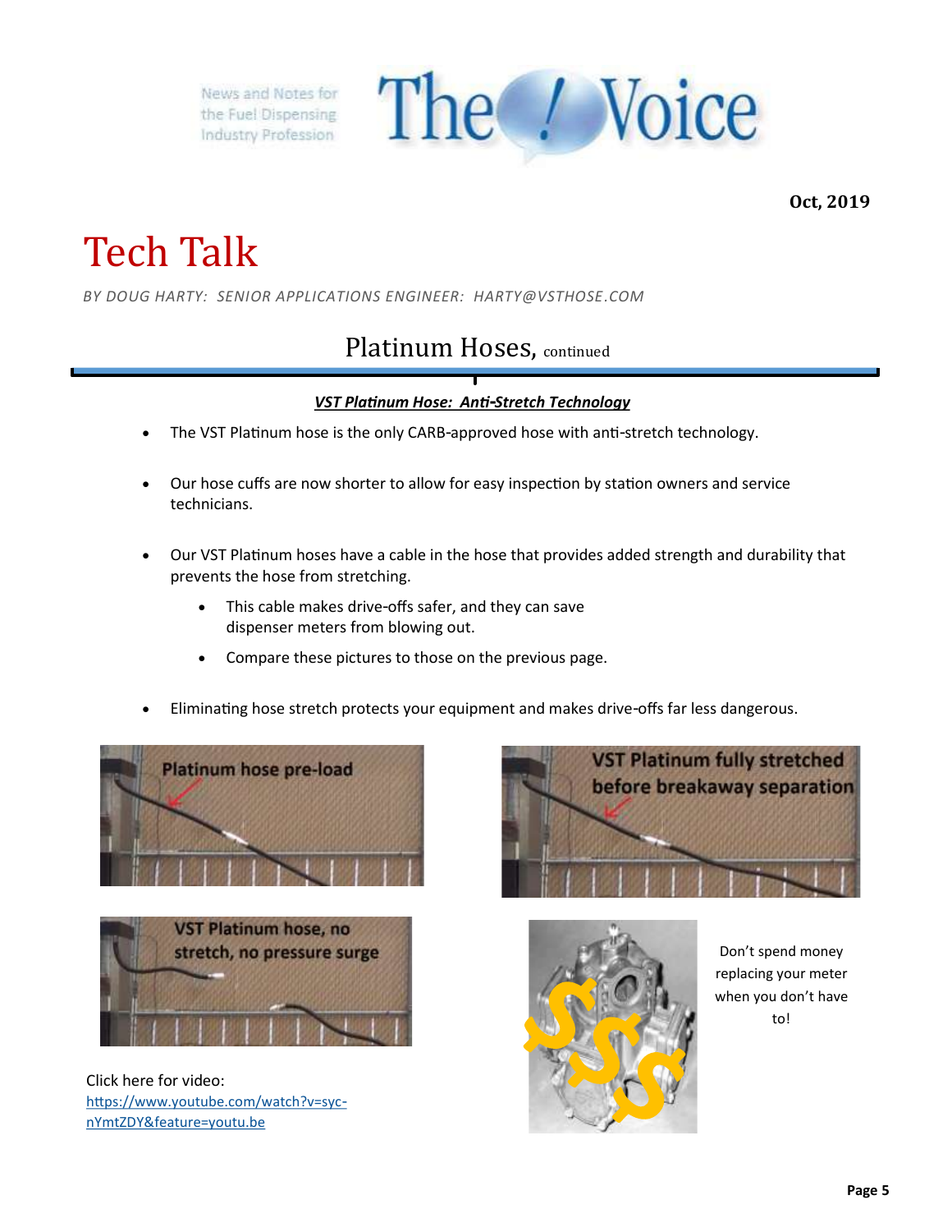News and Notes for the Fuel Dispensing Industry Profession

# The Voice

**Oct, 2019**

# Tech Talk

*BY DOUG HARTY: SENIOR APPLICATIONS ENGINEER: HARTY@VSTHOSE.COM*

## Platinum Hoses, continued

***VST Platinum Hose: Anti-Stretch Technology***

- The VST Platinum hose is the only CARB-approved hose with anti-stretch technology.
- Our hose cuffs are now shorter to allow for easy inspection by station owners and service technicians.
- Our VST Platinum hoses have a cable in the hose that provides added strength and durability that prevents the hose from stretching.
  - This cable makes drive-offs safer, and they can save dispenser meters from blowing out.
  - Compare these pictures to those on the previous page.
- Eliminating hose stretch protects your equipment and makes drive-offs far less dangerous.

Platinum hose pre-load

VST Platinum fully stretched before breakaway separation

VST Platinum hose, no stretch, no pressure surge

Don't spend money replacing your meter when you don't have to!

Click here for video:
[https://www.youtube.com/watch?v=syc-nYmtZDY&feature=youtu.be](https://www.youtube.com/watch?v=syc-nYmtZDY&feature=youtu.be)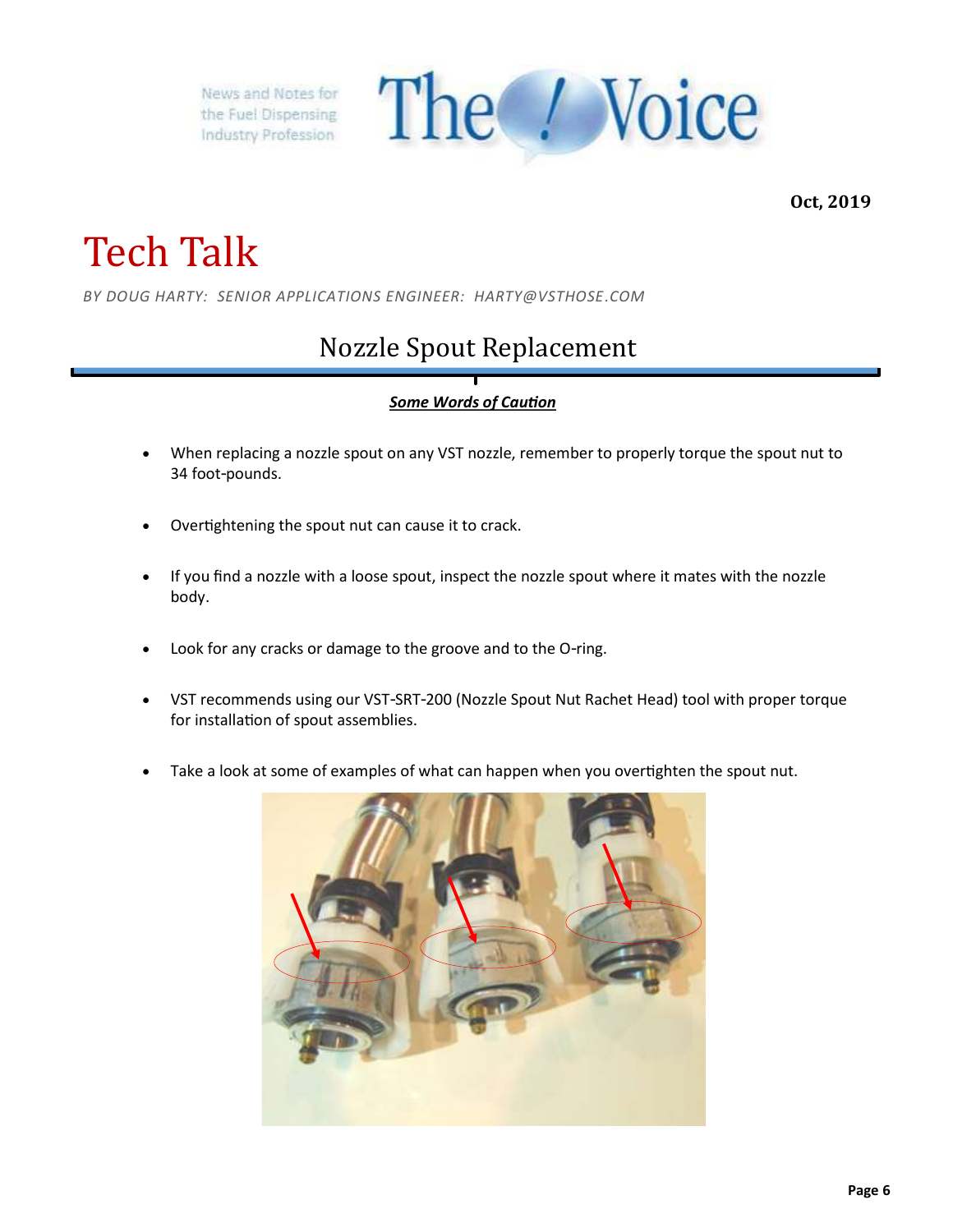News and Notes for the Fuel Dispensing Industry Profession

# The Voice

**Oct, 2019**

# Tech Talk

*BY DOUG HARTY: SENIOR APPLICATIONS ENGINEER: HARTY@VSTHOSE.COM*

## Nozzle Spout Replacement

***Some Words of Caution***

- When replacing a nozzle spout on any VST nozzle, remember to properly torque the spout nut to 34 foot-pounds.
- Overtightening the spout nut can cause it to crack.
- If you find a nozzle with a loose spout, inspect the nozzle spout where it mates with the nozzle body.
- Look for any cracks or damage to the groove and to the O-ring.
- VST recommends using our VST-SRT-200 (Nozzle Spout Nut Rachet Head) tool with proper torque for installation of spout assemblies.
- Take a look at some of examples of what can happen when you overtighten the spout nut.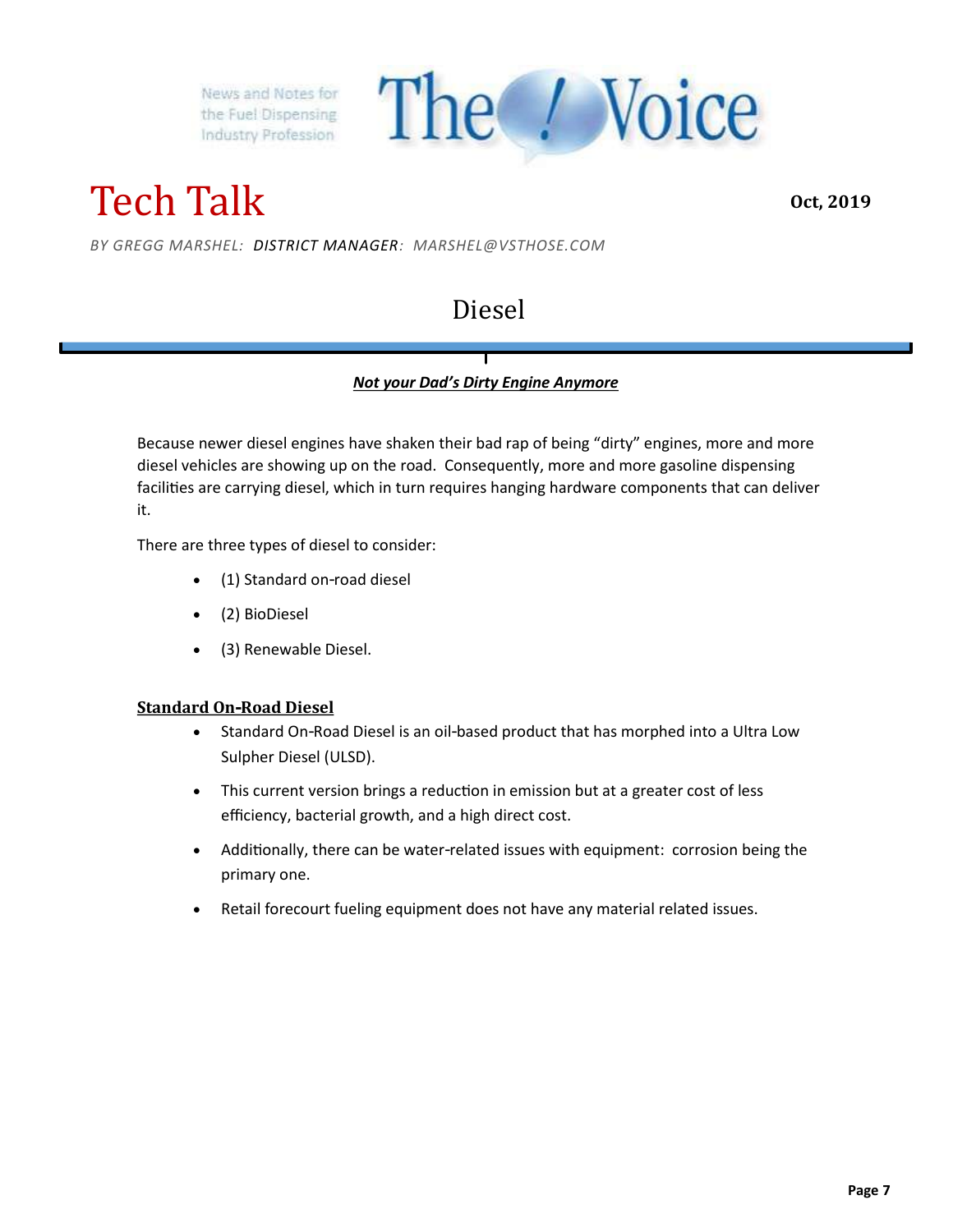News and Notes for the Fuel Dispensing Industry Profession

# The Voice

# Tech Talk

**Oct, 2019**

*BY GREGG MARSHEL: DISTRICT MANAGER: MARSHEL@VSTHOSE.COM*

## Diesel

***Not your Dad's Dirty Engine Anymore***

Because newer diesel engines have shaken their bad rap of being "dirty" engines, more and more diesel vehicles are showing up on the road. Consequently, more and more gasoline dispensing facilities are carrying diesel, which in turn requires hanging hardware components that can deliver it.

There are three types of diesel to consider:

- (1) Standard on-road diesel
- (2) BioDiesel
- (3) Renewable Diesel.

### Standard On-Road Diesel

- Standard On-Road Diesel is an oil-based product that has morphed into a Ultra Low Sulpher Diesel (ULSD).
- This current version brings a reduction in emission but at a greater cost of less efficiency, bacterial growth, and a high direct cost.
- Additionally, there can be water-related issues with equipment: corrosion being the primary one.
- Retail forecourt fueling equipment does not have any material related issues.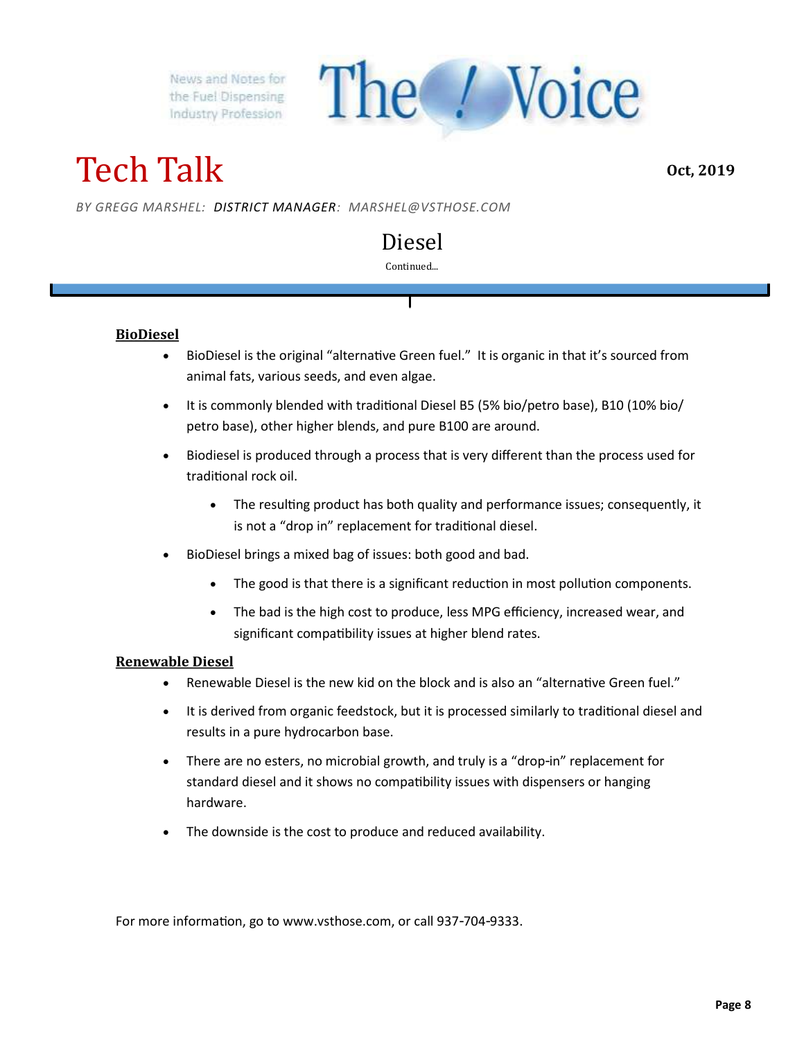News and Notes for the Fuel Dispensing Industry Profession

The Voice

# Tech Talk

**Oct, 2019**

*BY GREGG MARSHEL: **DISTRICT MANAGER**: MARSHEL@VSTHOSE.COM*

## Diesel

Continued...

### BioDiesel

- BioDiesel is the original "alternative Green fuel." It is organic in that it's sourced from animal fats, various seeds, and even algae.
- It is commonly blended with traditional Diesel B5 (5% bio/petro base), B10 (10% bio/petro base), other higher blends, and pure B100 are around.
- Biodiesel is produced through a process that is very different than the process used for traditional rock oil.
  - The resulting product has both quality and performance issues; consequently, it is not a "drop in" replacement for traditional diesel.
- BioDiesel brings a mixed bag of issues: both good and bad.
  - The good is that there is a significant reduction in most pollution components.
  - The bad is the high cost to produce, less MPG efficiency, increased wear, and significant compatibility issues at higher blend rates.

### Renewable Diesel

- Renewable Diesel is the new kid on the block and is also an "alternative Green fuel."
- It is derived from organic feedstock, but it is processed similarly to traditional diesel and results in a pure hydrocarbon base.
- There are no esters, no microbial growth, and truly is a "drop-in" replacement for standard diesel and it shows no compatibility issues with dispensers or hanging hardware.
- The downside is the cost to produce and reduced availability.

For more information, go to www.vsthose.com, or call 937-704-9333.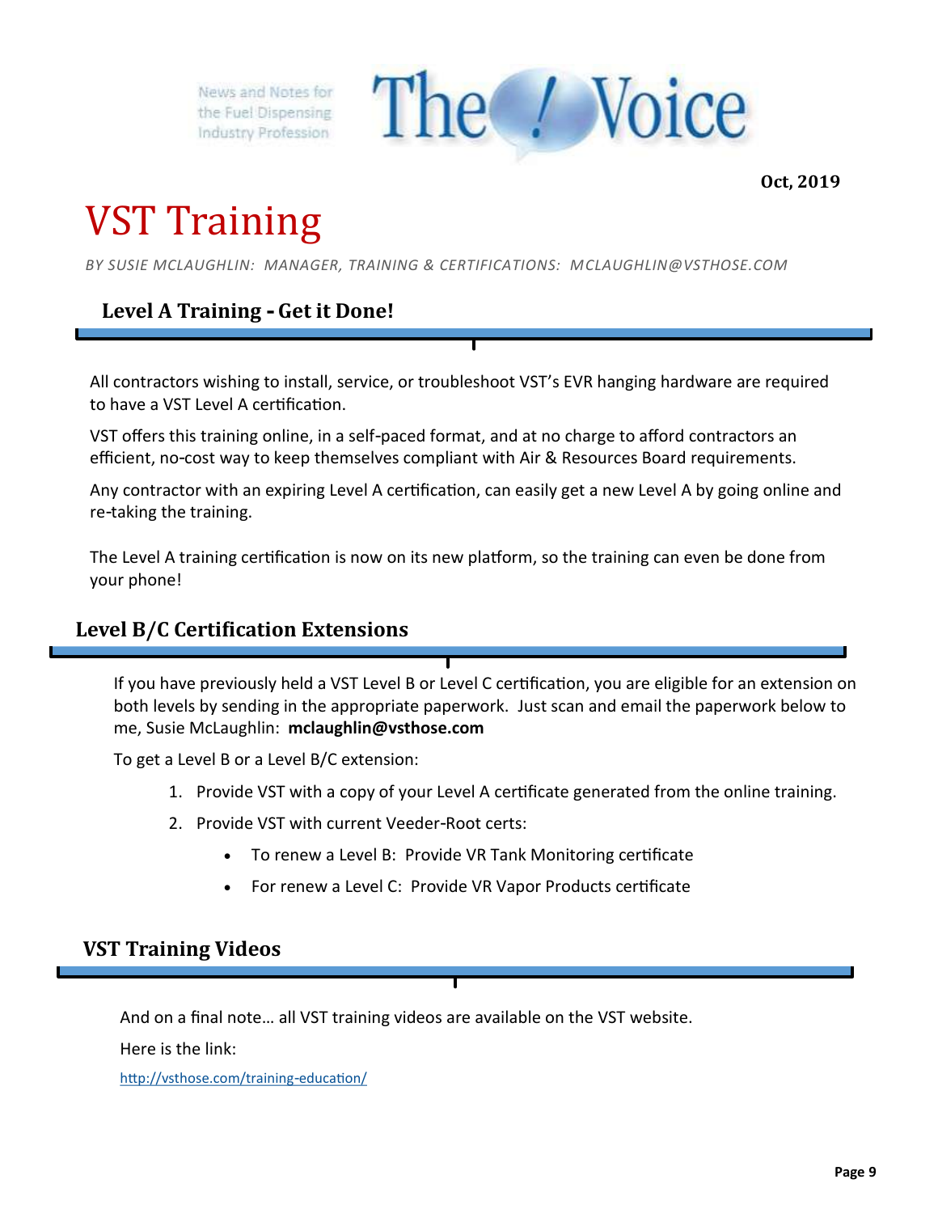Oct, 2019

# VST Training

*BY SUSIE MCLAUGHLIN: MANAGER, TRAINING & CERTIFICATIONS: MCLAUGHLIN@VSTHOSE.COM*

## Level A Training - Get it Done!

All contractors wishing to install, service, or troubleshoot VST's EVR hanging hardware are required to have a VST Level A certification.

VST offers this training online, in a self-paced format, and at no charge to afford contractors an efficient, no-cost way to keep themselves compliant with Air & Resources Board requirements.

Any contractor with an expiring Level A certification, can easily get a new Level A by going online and re-taking the training.

The Level A training certification is now on its new platform, so the training can even be done from your phone!

## Level B/C Certification Extensions

If you have previously held a VST Level B or Level C certification, you are eligible for an extension on both levels by sending in the appropriate paperwork. Just scan and email the paperwork below to me, Susie McLaughlin: **mclaughlin@vsthose.com**

To get a Level B or a Level B/C extension:

1. Provide VST with a copy of your Level A certificate generated from the online training.
2. Provide VST with current Veeder-Root certs:
   - To renew a Level B: Provide VR Tank Monitoring certificate
   - For renew a Level C: Provide VR Vapor Products certificate

## VST Training Videos

And on a final note… all VST training videos are available on the VST website.

Here is the link:

http://vsthose.com/training-education/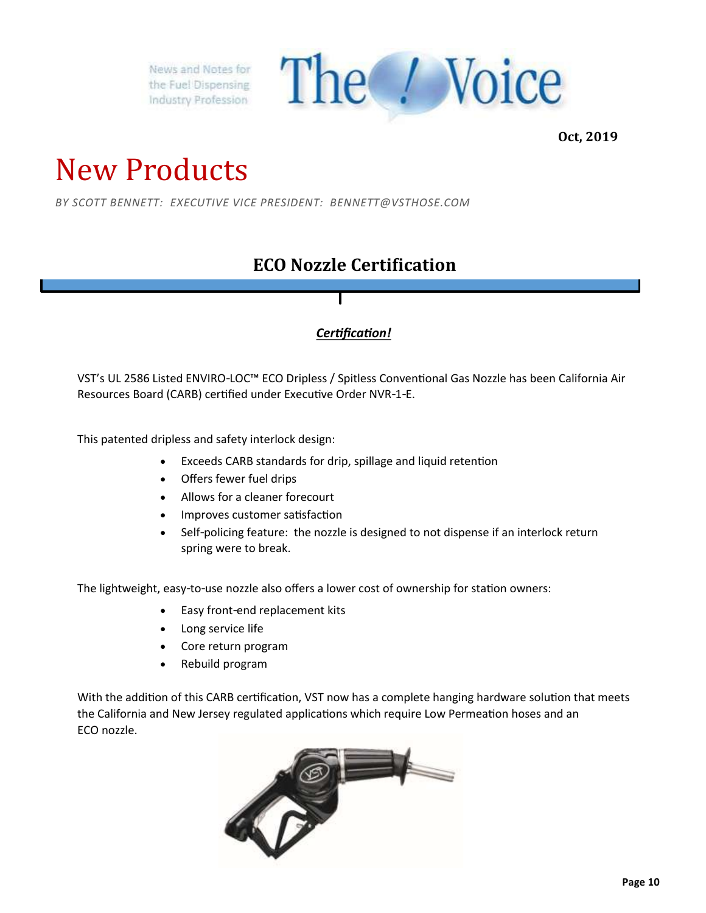News and Notes for the Fuel Dispensing Industry Profession

The Voice

**Oct, 2019**

# New Products

*BY SCOTT BENNETT: EXECUTIVE VICE PRESIDENT: BENNETT@VSTHOSE.COM*

## ECO Nozzle Certification

***Certification!***

VST's UL 2586 Listed ENVIRO-LOC™ ECO Dripless / Spitless Conventional Gas Nozzle has been California Air Resources Board (CARB) certified under Executive Order NVR-1-E.

This patented dripless and safety interlock design:

- Exceeds CARB standards for drip, spillage and liquid retention
- Offers fewer fuel drips
- Allows for a cleaner forecourt
- Improves customer satisfaction
- Self-policing feature: the nozzle is designed to not dispense if an interlock return spring were to break.

The lightweight, easy-to-use nozzle also offers a lower cost of ownership for station owners:

- Easy front-end replacement kits
- Long service life
- Core return program
- Rebuild program

With the addition of this CARB certification, VST now has a complete hanging hardware solution that meets the California and New Jersey regulated applications which require Low Permeation hoses and an ECO nozzle.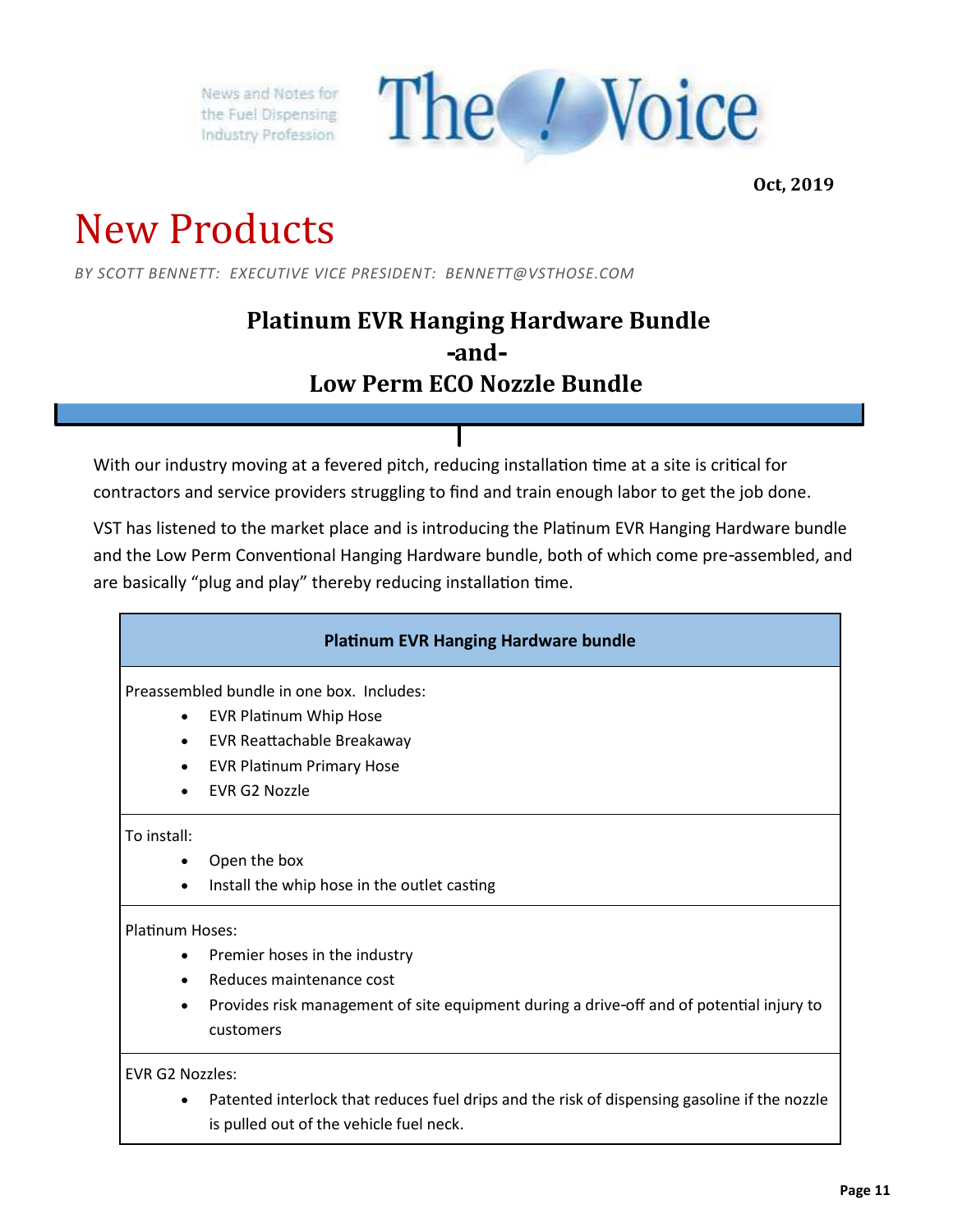# New Products

*BY SCOTT BENNETT: EXECUTIVE VICE PRESIDENT: BENNETT@VSTHOSE.COM*

## Platinum EVR Hanging Hardware Bundle
## -and-
## Low Perm ECO Nozzle Bundle

With our industry moving at a fevered pitch, reducing installation time at a site is critical for contractors and service providers struggling to find and train enough labor to get the job done.

VST has listened to the market place and is introducing the Platinum EVR Hanging Hardware bundle and the Low Perm Conventional Hanging Hardware bundle, both of which come pre-assembled, and are basically "plug and play" thereby reducing installation time.

| **Platinum EVR Hanging Hardware bundle** |
|---|
| Preassembled bundle in one box. Includes:<br>• EVR Platinum Whip Hose<br>• EVR Reattachable Breakaway<br>• EVR Platinum Primary Hose<br>• EVR G2 Nozzle |
| To install:<br>• Open the box<br>• Install the whip hose in the outlet casting |
| Platinum Hoses:<br>• Premier hoses in the industry<br>• Reduces maintenance cost<br>• Provides risk management of site equipment during a drive-off and of potential injury to customers |
| EVR G2 Nozzles:<br>• Patented interlock that reduces fuel drips and the risk of dispensing gasoline if the nozzle is pulled out of the vehicle fuel neck. |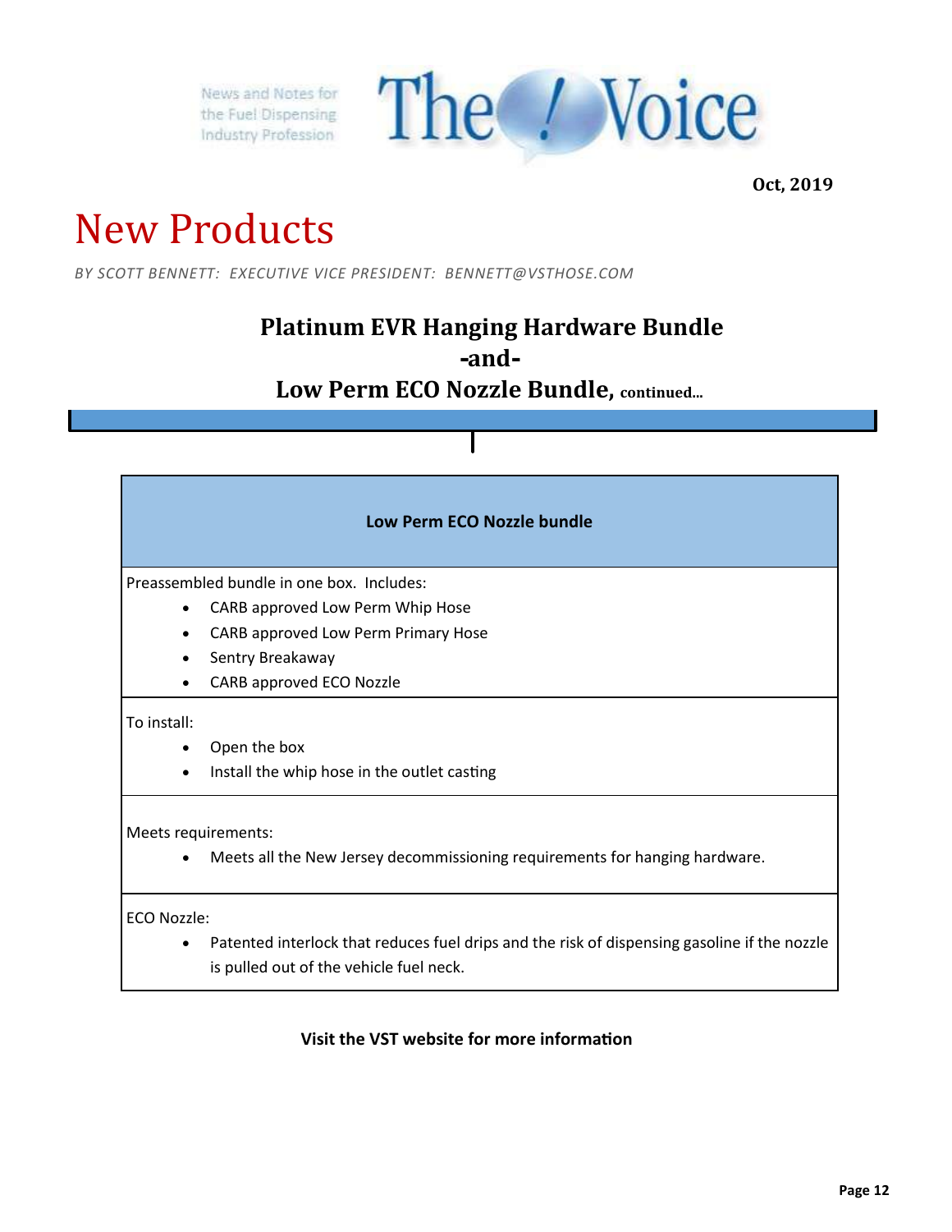News and Notes for the Fuel Dispensing Industry Profession

The Voice

Oct, 2019

# New Products

*BY SCOTT BENNETT: EXECUTIVE VICE PRESIDENT: BENNETT@VSTHOSE.COM*

## Platinum EVR Hanging Hardware Bundle -and- Low Perm ECO Nozzle Bundle, continued...

| **Low Perm ECO Nozzle bundle** |
| --- |
| Preassembled bundle in one box. Includes:<br>• CARB approved Low Perm Whip Hose<br>• CARB approved Low Perm Primary Hose<br>• Sentry Breakaway<br>• CARB approved ECO Nozzle |
| To install:<br>• Open the box<br>• Install the whip hose in the outlet casting |
| Meets requirements:<br>• Meets all the New Jersey decommissioning requirements for hanging hardware. |
| ECO Nozzle:<br>• Patented interlock that reduces fuel drips and the risk of dispensing gasoline if the nozzle is pulled out of the vehicle fuel neck. |

**Visit the VST website for more information**